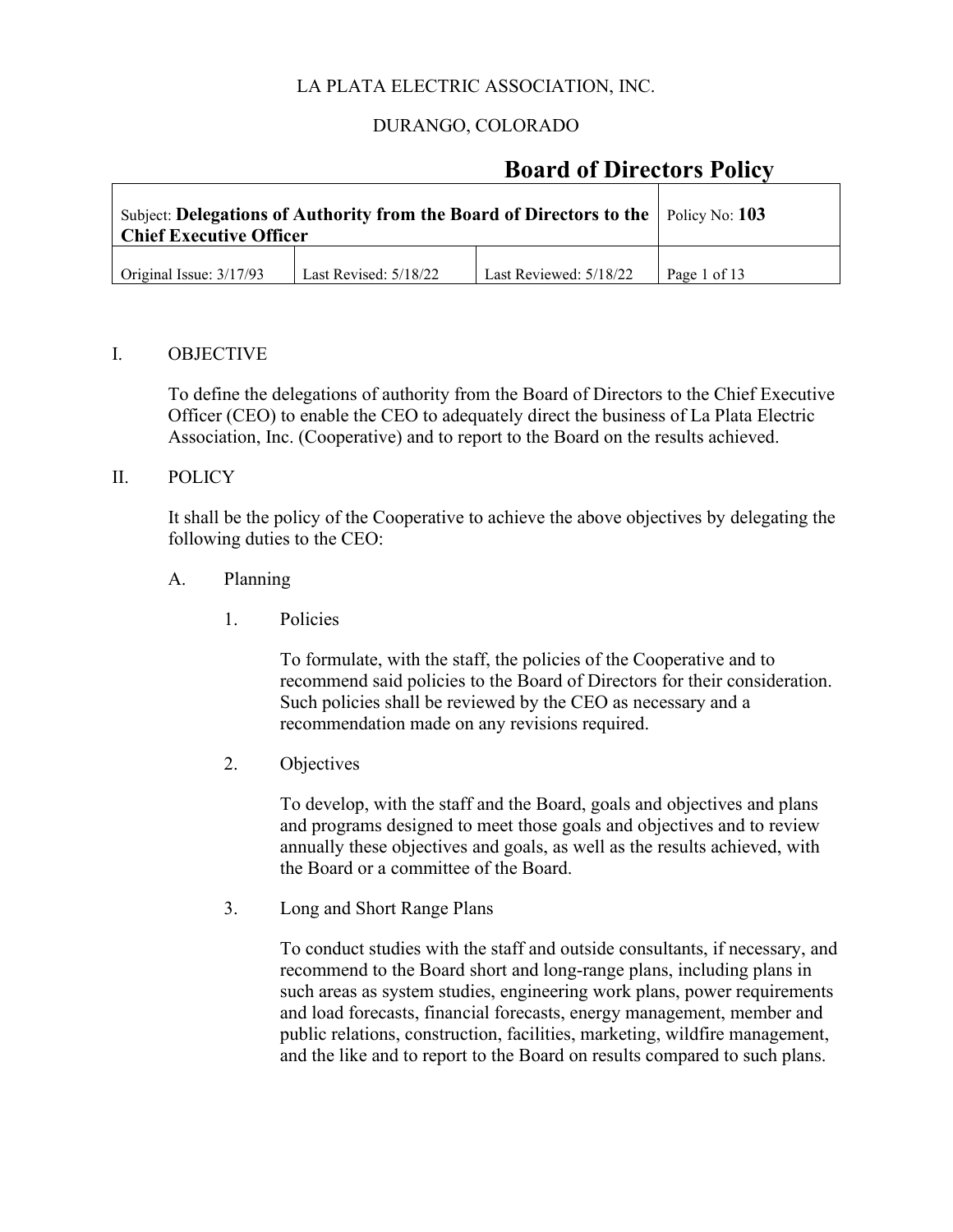LA PLATA ELECTRIC ASSOCIATION, INC.

DURANGO, COLORADO

# Board of Directors Policy

| Subject: **Delegations of Authority from the Board of Directors to the Chief Executive Officer** | | | Policy No: **103** |
| --- | --- | --- | --- |
| Original Issue: 3/17/93 | Last Revised: 5/18/22 | Last Reviewed: 5/18/22 | Page 1 of 13 |

## I. OBJECTIVE

To define the delegations of authority from the Board of Directors to the Chief Executive Officer (CEO) to enable the CEO to adequately direct the business of La Plata Electric Association, Inc. (Cooperative) and to report to the Board on the results achieved.

## II. POLICY

It shall be the policy of the Cooperative to achieve the above objectives by delegating the following duties to the CEO:

### A. Planning

1. Policies

   To formulate, with the staff, the policies of the Cooperative and to recommend said policies to the Board of Directors for their consideration. Such policies shall be reviewed by the CEO as necessary and a recommendation made on any revisions required.

2. Objectives

   To develop, with the staff and the Board, goals and objectives and plans and programs designed to meet those goals and objectives and to review annually these objectives and goals, as well as the results achieved, with the Board or a committee of the Board.

3. Long and Short Range Plans

   To conduct studies with the staff and outside consultants, if necessary, and recommend to the Board short and long-range plans, including plans in such areas as system studies, engineering work plans, power requirements and load forecasts, financial forecasts, energy management, member and public relations, construction, facilities, marketing, wildfire management, and the like and to report to the Board on results compared to such plans.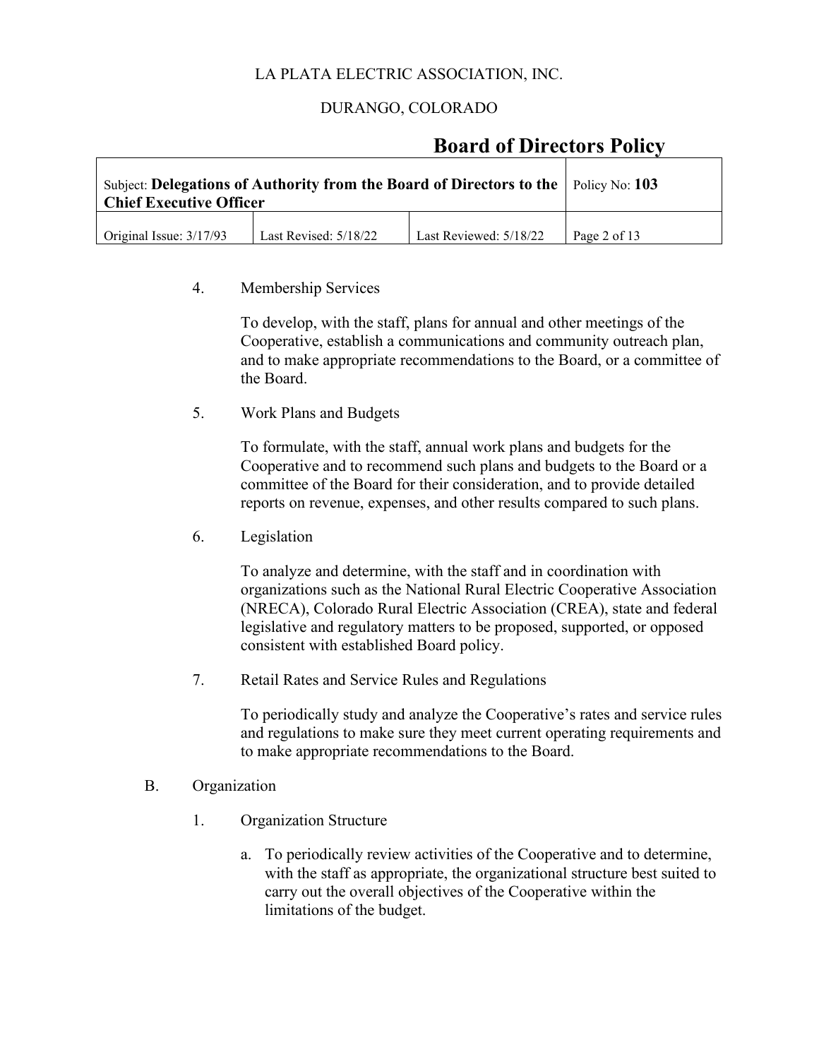4. Membership Services

   To develop, with the staff, plans for annual and other meetings of the Cooperative, establish a communications and community outreach plan, and to make appropriate recommendations to the Board, or a committee of the Board.

5. Work Plans and Budgets

   To formulate, with the staff, annual work plans and budgets for the Cooperative and to recommend such plans and budgets to the Board or a committee of the Board for their consideration, and to provide detailed reports on revenue, expenses, and other results compared to such plans.

6. Legislation

   To analyze and determine, with the staff and in coordination with organizations such as the National Rural Electric Cooperative Association (NRECA), Colorado Rural Electric Association (CREA), state and federal legislative and regulatory matters to be proposed, supported, or opposed consistent with established Board policy.

7. Retail Rates and Service Rules and Regulations

   To periodically study and analyze the Cooperative's rates and service rules and regulations to make sure they meet current operating requirements and to make appropriate recommendations to the Board.

B. Organization

1. Organization Structure

   a. To periodically review activities of the Cooperative and to determine, with the staff as appropriate, the organizational structure best suited to carry out the overall objectives of the Cooperative within the limitations of the budget.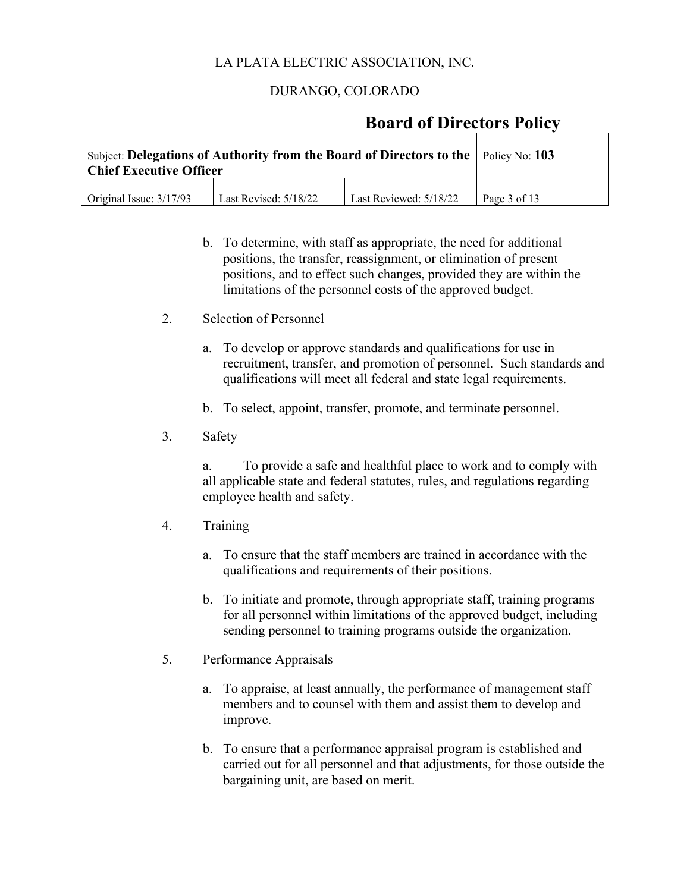b. To determine, with staff as appropriate, the need for additional positions, the transfer, reassignment, or elimination of present positions, and to effect such changes, provided they are within the limitations of the personnel costs of the approved budget.

2. Selection of Personnel

   a. To develop or approve standards and qualifications for use in recruitment, transfer, and promotion of personnel. Such standards and qualifications will meet all federal and state legal requirements.

   b. To select, appoint, transfer, promote, and terminate personnel.

3. Safety

   a. To provide a safe and healthful place to work and to comply with all applicable state and federal statutes, rules, and regulations regarding employee health and safety.

4. Training

   a. To ensure that the staff members are trained in accordance with the qualifications and requirements of their positions.

   b. To initiate and promote, through appropriate staff, training programs for all personnel within limitations of the approved budget, including sending personnel to training programs outside the organization.

5. Performance Appraisals

   a. To appraise, at least annually, the performance of management staff members and to counsel with them and assist them to develop and improve.

   b. To ensure that a performance appraisal program is established and carried out for all personnel and that adjustments, for those outside the bargaining unit, are based on merit.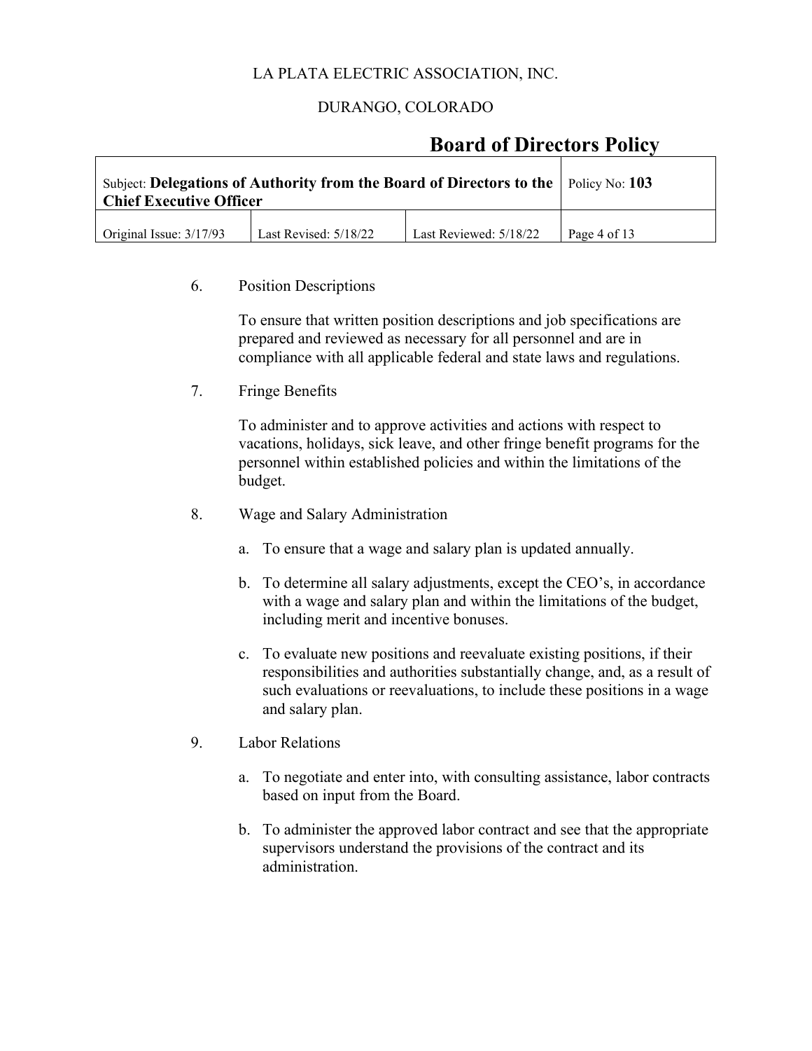6. Position Descriptions

   To ensure that written position descriptions and job specifications are prepared and reviewed as necessary for all personnel and are in compliance with all applicable federal and state laws and regulations.

7. Fringe Benefits

   To administer and to approve activities and actions with respect to vacations, holidays, sick leave, and other fringe benefit programs for the personnel within established policies and within the limitations of the budget.

8. Wage and Salary Administration

   a. To ensure that a wage and salary plan is updated annually.

   b. To determine all salary adjustments, except the CEO's, in accordance with a wage and salary plan and within the limitations of the budget, including merit and incentive bonuses.

   c. To evaluate new positions and reevaluate existing positions, if their responsibilities and authorities substantially change, and, as a result of such evaluations or reevaluations, to include these positions in a wage and salary plan.

9. Labor Relations

   a. To negotiate and enter into, with consulting assistance, labor contracts based on input from the Board.

   b. To administer the approved labor contract and see that the appropriate supervisors understand the provisions of the contract and its administration.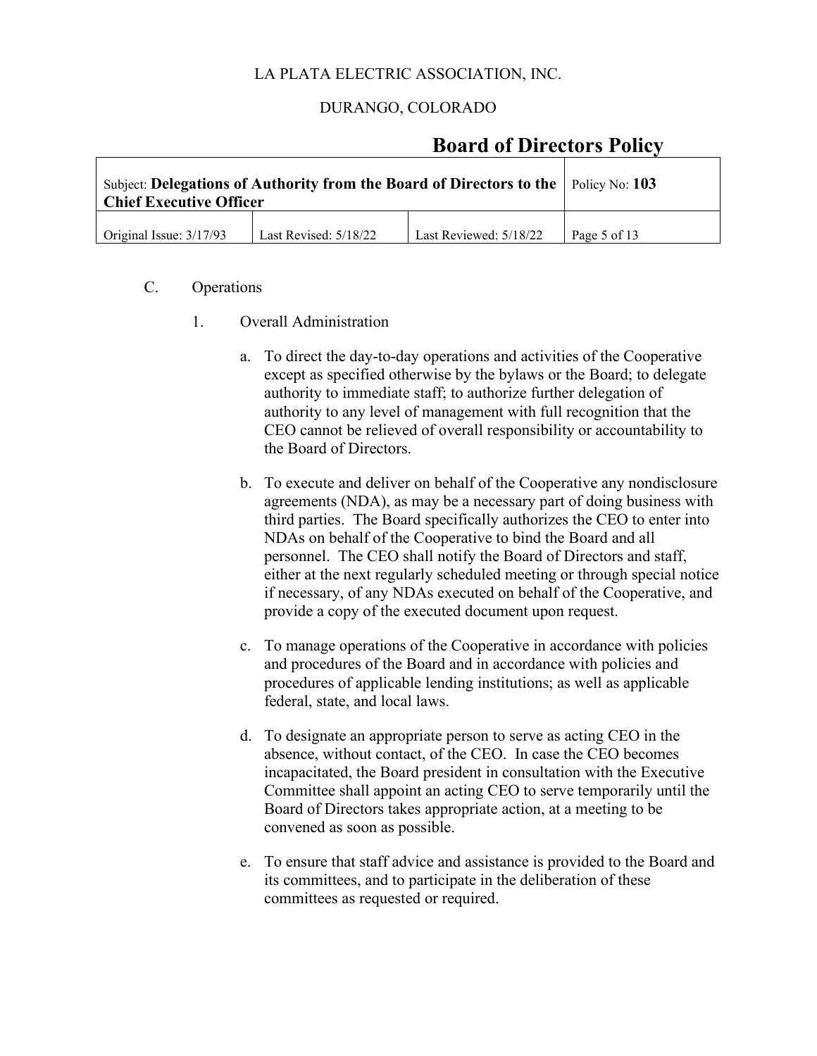C. Operations

1. Overall Administration

   a. To direct the day-to-day operations and activities of the Cooperative except as specified otherwise by the bylaws or the Board; to delegate authority to immediate staff; to authorize further delegation of authority to any level of management with full recognition that the CEO cannot be relieved of overall responsibility or accountability to the Board of Directors.

   b. To execute and deliver on behalf of the Cooperative any nondisclosure agreements (NDA), as may be a necessary part of doing business with third parties. The Board specifically authorizes the CEO to enter into NDAs on behalf of the Cooperative to bind the Board and all personnel. The CEO shall notify the Board of Directors and staff, either at the next regularly scheduled meeting or through special notice if necessary, of any NDAs executed on behalf of the Cooperative, and provide a copy of the executed document upon request.

   c. To manage operations of the Cooperative in accordance with policies and procedures of the Board and in accordance with policies and procedures of applicable lending institutions; as well as applicable federal, state, and local laws.

   d. To designate an appropriate person to serve as acting CEO in the absence, without contact, of the CEO. In case the CEO becomes incapacitated, the Board president in consultation with the Executive Committee shall appoint an acting CEO to serve temporarily until the Board of Directors takes appropriate action, at a meeting to be convened as soon as possible.

   e. To ensure that staff advice and assistance is provided to the Board and its committees, and to participate in the deliberation of these committees as requested or required.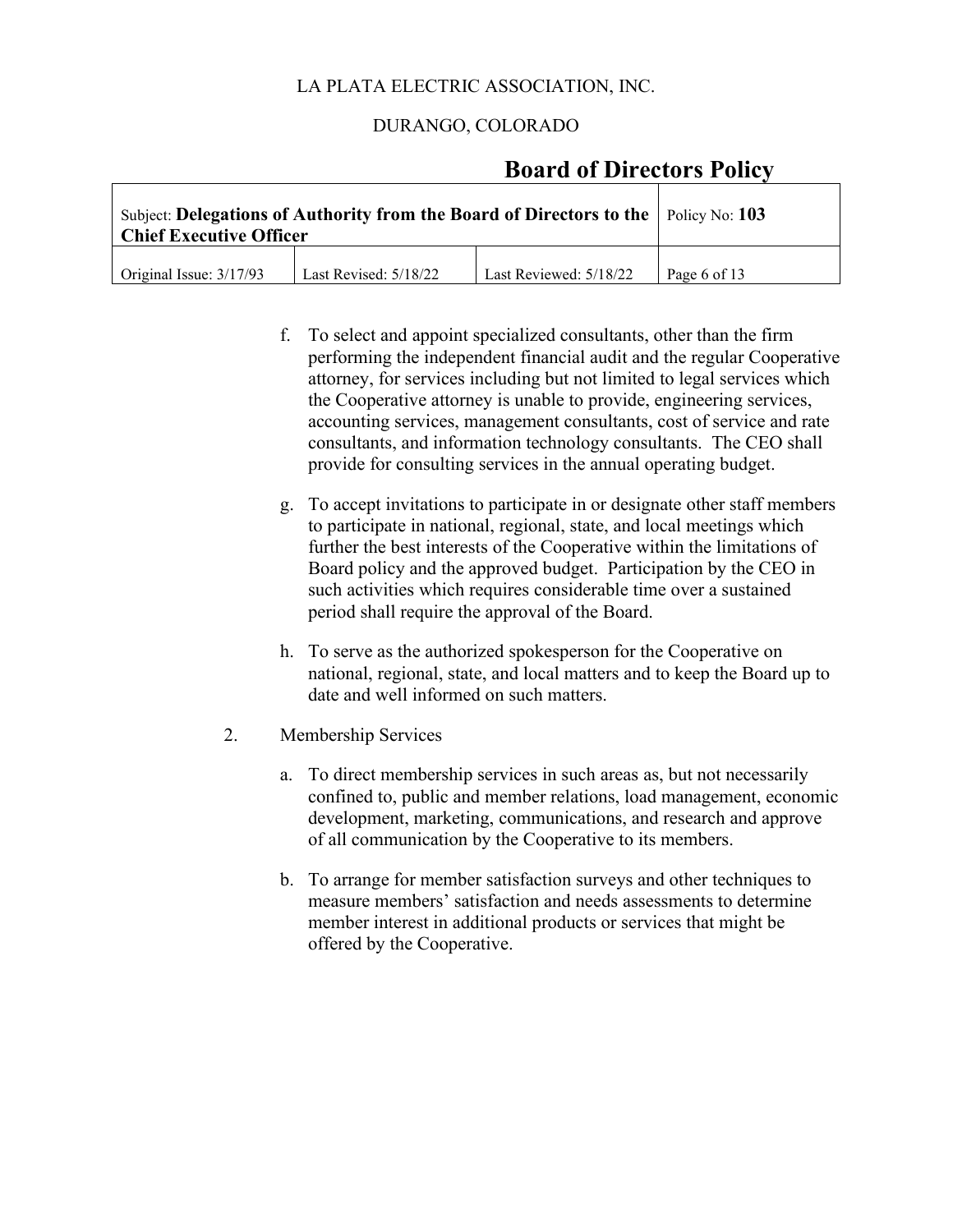f. To select and appoint specialized consultants, other than the firm performing the independent financial audit and the regular Cooperative attorney, for services including but not limited to legal services which the Cooperative attorney is unable to provide, engineering services, accounting services, management consultants, cost of service and rate consultants, and information technology consultants. The CEO shall provide for consulting services in the annual operating budget.

g. To accept invitations to participate in or designate other staff members to participate in national, regional, state, and local meetings which further the best interests of the Cooperative within the limitations of Board policy and the approved budget. Participation by the CEO in such activities which requires considerable time over a sustained period shall require the approval of the Board.

h. To serve as the authorized spokesperson for the Cooperative on national, regional, state, and local matters and to keep the Board up to date and well informed on such matters.

2. Membership Services

a. To direct membership services in such areas as, but not necessarily confined to, public and member relations, load management, economic development, marketing, communications, and research and approve of all communication by the Cooperative to its members.

b. To arrange for member satisfaction surveys and other techniques to measure members' satisfaction and needs assessments to determine member interest in additional products or services that might be offered by the Cooperative.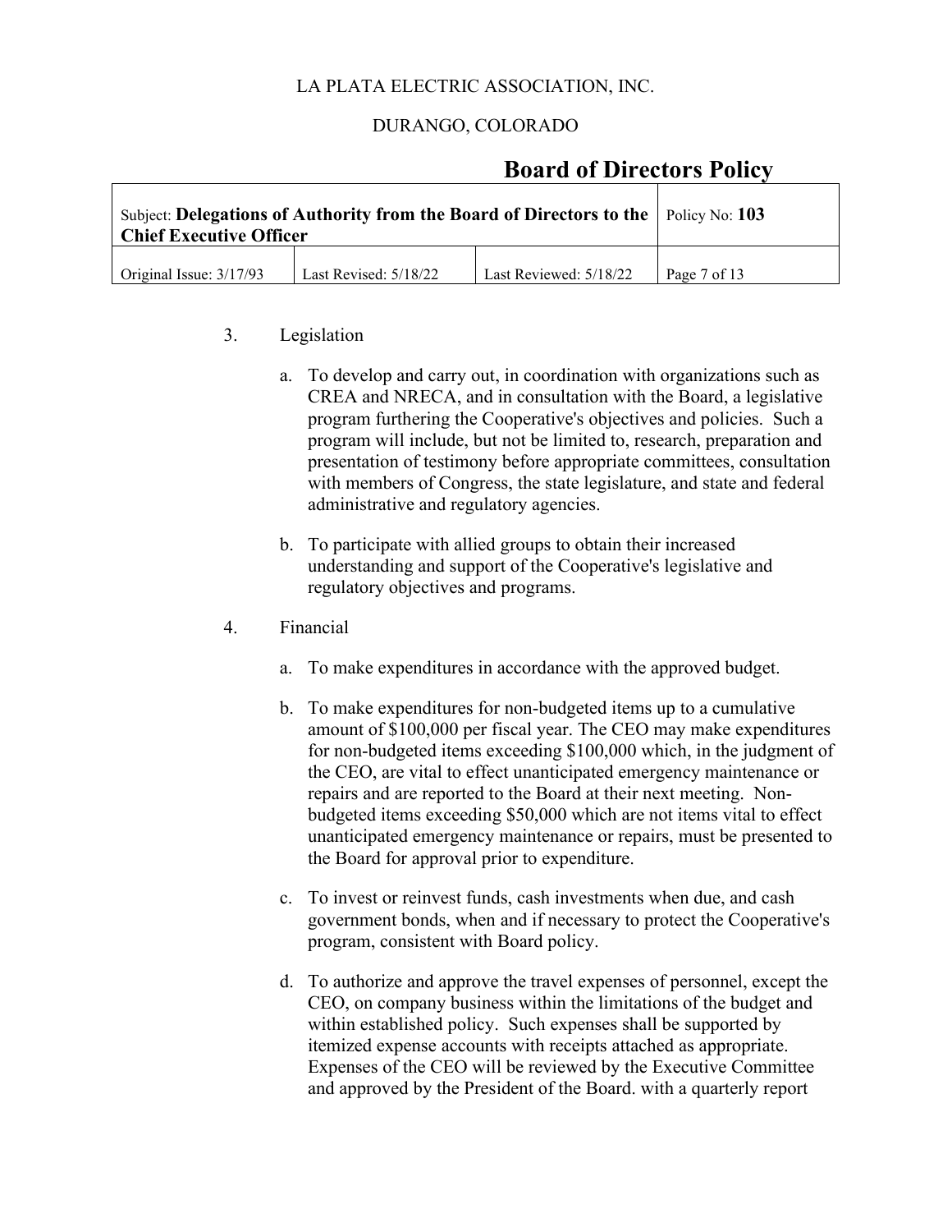3. Legislation

   a. To develop and carry out, in coordination with organizations such as CREA and NRECA, and in consultation with the Board, a legislative program furthering the Cooperative's objectives and policies. Such a program will include, but not be limited to, research, preparation and presentation of testimony before appropriate committees, consultation with members of Congress, the state legislature, and state and federal administrative and regulatory agencies.

   b. To participate with allied groups to obtain their increased understanding and support of the Cooperative's legislative and regulatory objectives and programs.

4. Financial

   a. To make expenditures in accordance with the approved budget.

   b. To make expenditures for non-budgeted items up to a cumulative amount of $100,000 per fiscal year. The CEO may make expenditures for non-budgeted items exceeding $100,000 which, in the judgment of the CEO, are vital to effect unanticipated emergency maintenance or repairs and are reported to the Board at their next meeting. Non-budgeted items exceeding $50,000 which are not items vital to effect unanticipated emergency maintenance or repairs, must be presented to the Board for approval prior to expenditure.

   c. To invest or reinvest funds, cash investments when due, and cash government bonds, when and if necessary to protect the Cooperative's program, consistent with Board policy.

   d. To authorize and approve the travel expenses of personnel, except the CEO, on company business within the limitations of the budget and within established policy. Such expenses shall be supported by itemized expense accounts with receipts attached as appropriate. Expenses of the CEO will be reviewed by the Executive Committee and approved by the President of the Board. with a quarterly report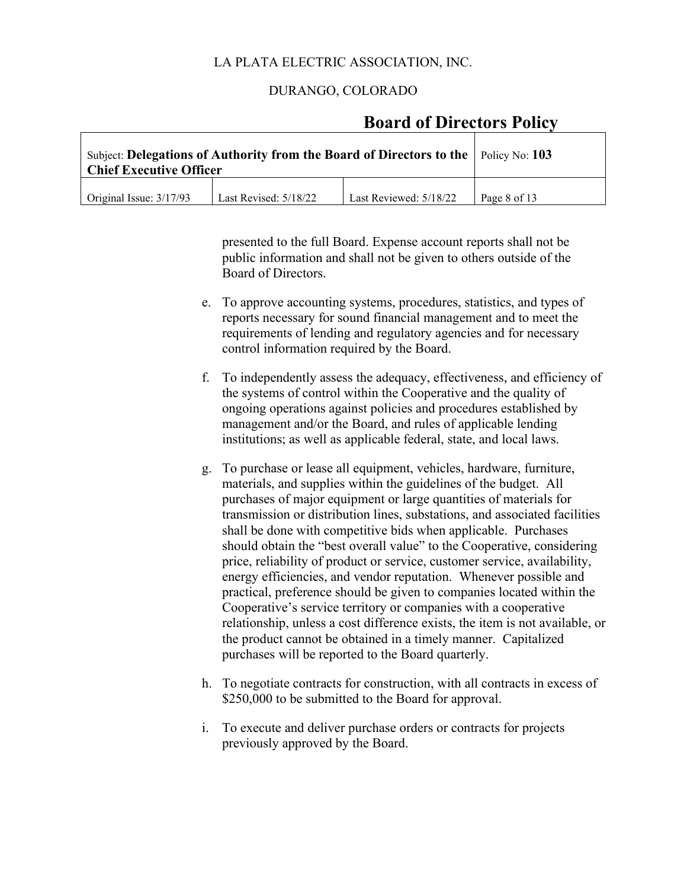presented to the full Board. Expense account reports shall not be public information and shall not be given to others outside of the Board of Directors.

e. To approve accounting systems, procedures, statistics, and types of reports necessary for sound financial management and to meet the requirements of lending and regulatory agencies and for necessary control information required by the Board.

f. To independently assess the adequacy, effectiveness, and efficiency of the systems of control within the Cooperative and the quality of ongoing operations against policies and procedures established by management and/or the Board, and rules of applicable lending institutions; as well as applicable federal, state, and local laws.

g. To purchase or lease all equipment, vehicles, hardware, furniture, materials, and supplies within the guidelines of the budget. All purchases of major equipment or large quantities of materials for transmission or distribution lines, substations, and associated facilities shall be done with competitive bids when applicable. Purchases should obtain the "best overall value" to the Cooperative, considering price, reliability of product or service, customer service, availability, energy efficiencies, and vendor reputation. Whenever possible and practical, preference should be given to companies located within the Cooperative's service territory or companies with a cooperative relationship, unless a cost difference exists, the item is not available, or the product cannot be obtained in a timely manner. Capitalized purchases will be reported to the Board quarterly.

h. To negotiate contracts for construction, with all contracts in excess of $250,000 to be submitted to the Board for approval.

i. To execute and deliver purchase orders or contracts for projects previously approved by the Board.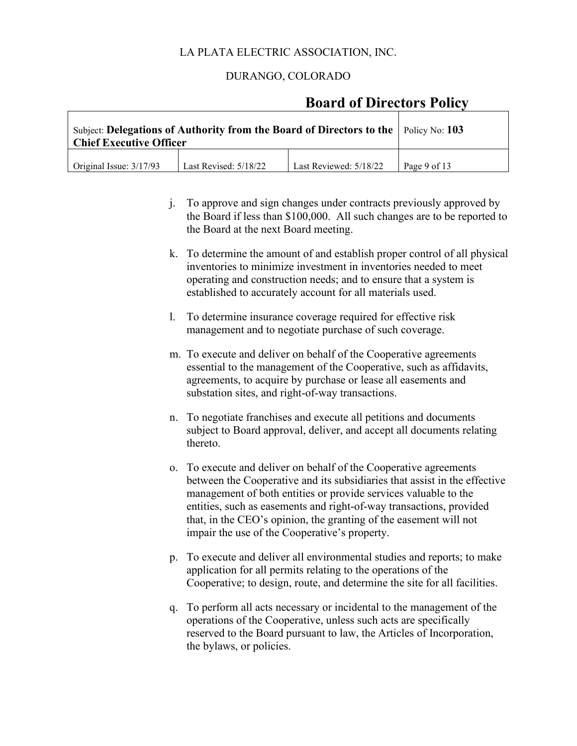j. To approve and sign changes under contracts previously approved by the Board if less than $100,000. All such changes are to be reported to the Board at the next Board meeting.

k. To determine the amount of and establish proper control of all physical inventories to minimize investment in inventories needed to meet operating and construction needs; and to ensure that a system is established to accurately account for all materials used.

l. To determine insurance coverage required for effective risk management and to negotiate purchase of such coverage.

m. To execute and deliver on behalf of the Cooperative agreements essential to the management of the Cooperative, such as affidavits, agreements, to acquire by purchase or lease all easements and substation sites, and right-of-way transactions.

n. To negotiate franchises and execute all petitions and documents subject to Board approval, deliver, and accept all documents relating thereto.

o. To execute and deliver on behalf of the Cooperative agreements between the Cooperative and its subsidiaries that assist in the effective management of both entities or provide services valuable to the entities, such as easements and right-of-way transactions, provided that, in the CEO's opinion, the granting of the easement will not impair the use of the Cooperative's property.

p. To execute and deliver all environmental studies and reports; to make application for all permits relating to the operations of the Cooperative; to design, route, and determine the site for all facilities.

q. To perform all acts necessary or incidental to the management of the operations of the Cooperative, unless such acts are specifically reserved to the Board pursuant to law, the Articles of Incorporation, the bylaws, or policies.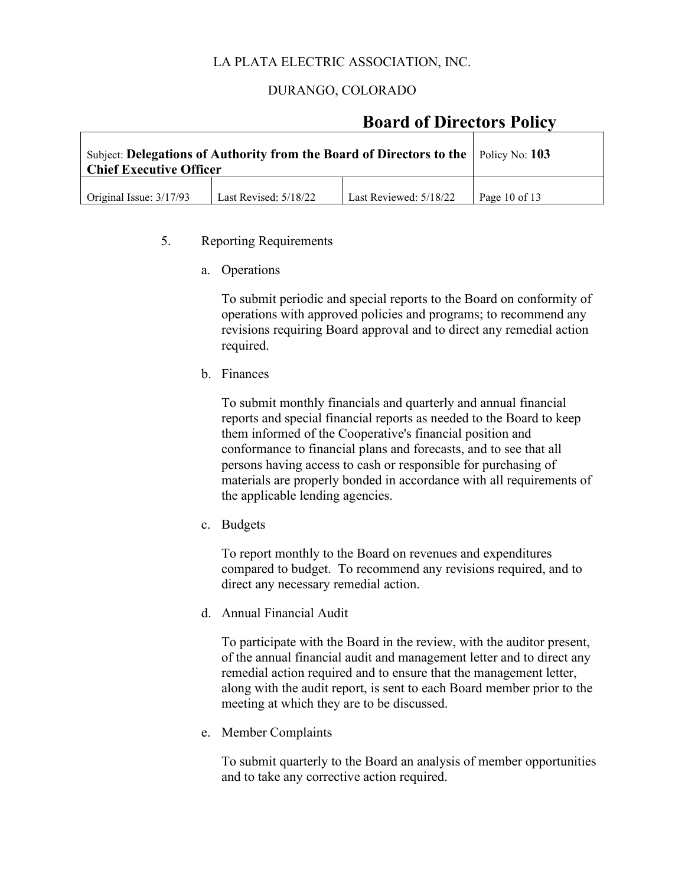5. Reporting Requirements

   a. Operations

      To submit periodic and special reports to the Board on conformity of operations with approved policies and programs; to recommend any revisions requiring Board approval and to direct any remedial action required.

   b. Finances

      To submit monthly financials and quarterly and annual financial reports and special financial reports as needed to the Board to keep them informed of the Cooperative's financial position and conformance to financial plans and forecasts, and to see that all persons having access to cash or responsible for purchasing of materials are properly bonded in accordance with all requirements of the applicable lending agencies.

   c. Budgets

      To report monthly to the Board on revenues and expenditures compared to budget. To recommend any revisions required, and to direct any necessary remedial action.

   d. Annual Financial Audit

      To participate with the Board in the review, with the auditor present, of the annual financial audit and management letter and to direct any remedial action required and to ensure that the management letter, along with the audit report, is sent to each Board member prior to the meeting at which they are to be discussed.

   e. Member Complaints

      To submit quarterly to the Board an analysis of member opportunities and to take any corrective action required.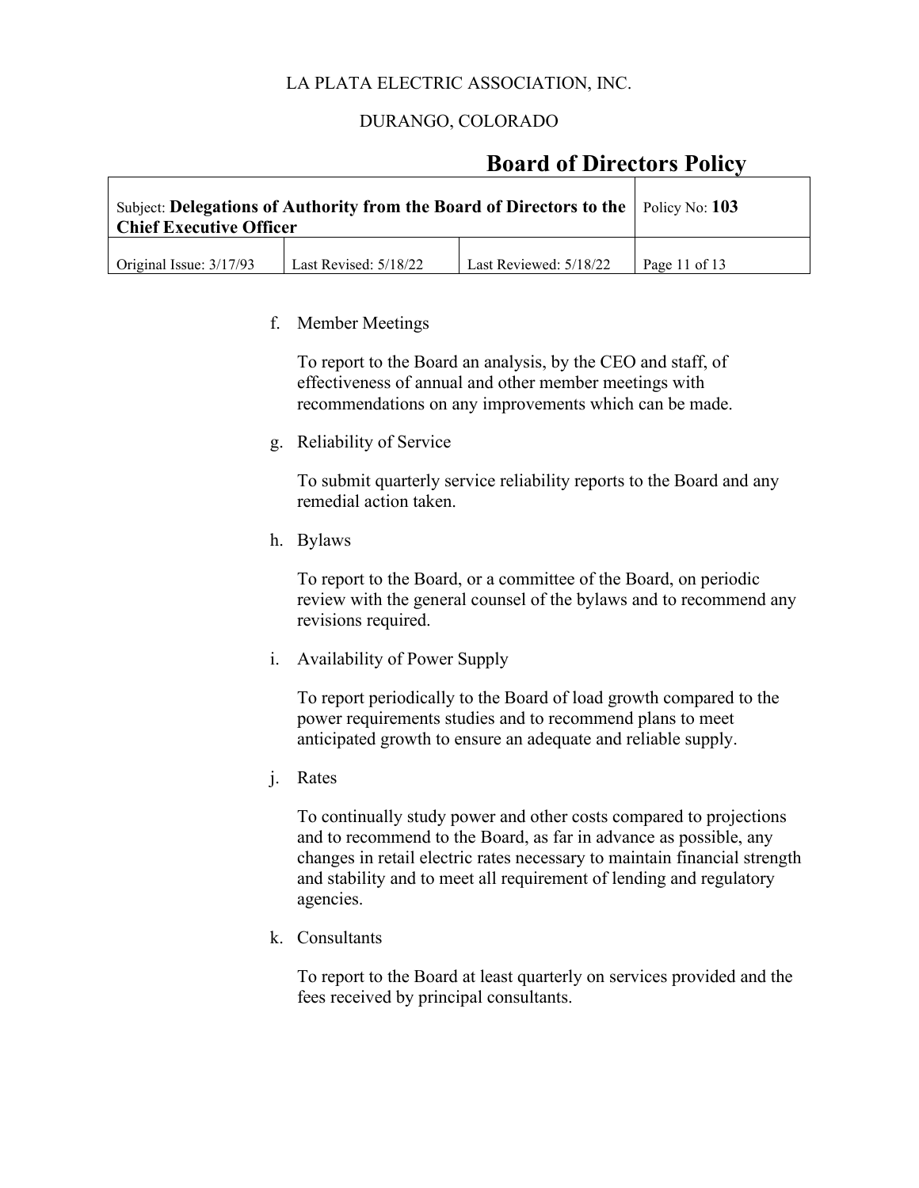f. Member Meetings

   To report to the Board an analysis, by the CEO and staff, of effectiveness of annual and other member meetings with recommendations on any improvements which can be made.

g. Reliability of Service

   To submit quarterly service reliability reports to the Board and any remedial action taken.

h. Bylaws

   To report to the Board, or a committee of the Board, on periodic review with the general counsel of the bylaws and to recommend any revisions required.

i. Availability of Power Supply

   To report periodically to the Board of load growth compared to the power requirements studies and to recommend plans to meet anticipated growth to ensure an adequate and reliable supply.

j. Rates

   To continually study power and other costs compared to projections and to recommend to the Board, as far in advance as possible, any changes in retail electric rates necessary to maintain financial strength and stability and to meet all requirement of lending and regulatory agencies.

k. Consultants

   To report to the Board at least quarterly on services provided and the fees received by principal consultants.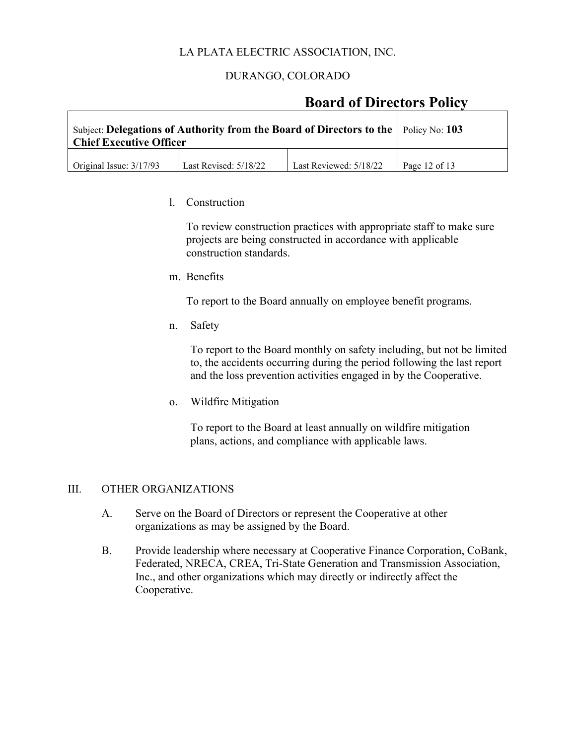l. Construction

   To review construction practices with appropriate staff to make sure projects are being constructed in accordance with applicable construction standards.

m. Benefits

   To report to the Board annually on employee benefit programs.

n. Safety

   To report to the Board monthly on safety including, but not be limited to, the accidents occurring during the period following the last report and the loss prevention activities engaged in by the Cooperative.

o. Wildfire Mitigation

   To report to the Board at least annually on wildfire mitigation plans, actions, and compliance with applicable laws.

## III. OTHER ORGANIZATIONS

A. Serve on the Board of Directors or represent the Cooperative at other organizations as may be assigned by the Board.

B. Provide leadership where necessary at Cooperative Finance Corporation, CoBank, Federated, NRECA, CREA, Tri-State Generation and Transmission Association, Inc., and other organizations which may directly or indirectly affect the Cooperative.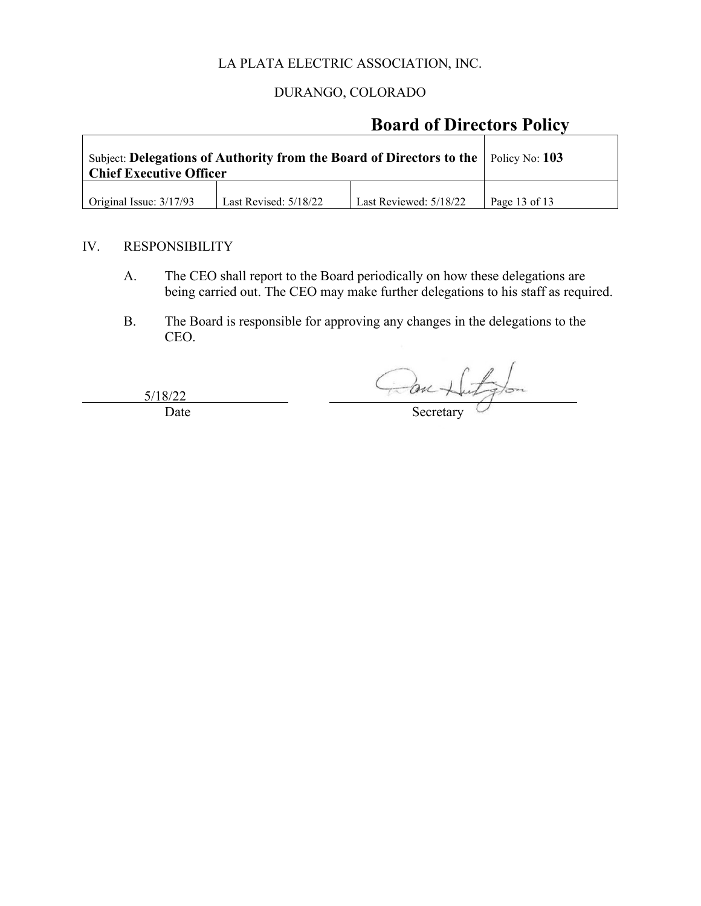IV. RESPONSIBILITY

A. The CEO shall report to the Board periodically on how these delegations are being carried out. The CEO may make further delegations to his staff as required.

B. The Board is responsible for approving any changes in the delegations to the CEO.

5/18/22
Date

Secretary